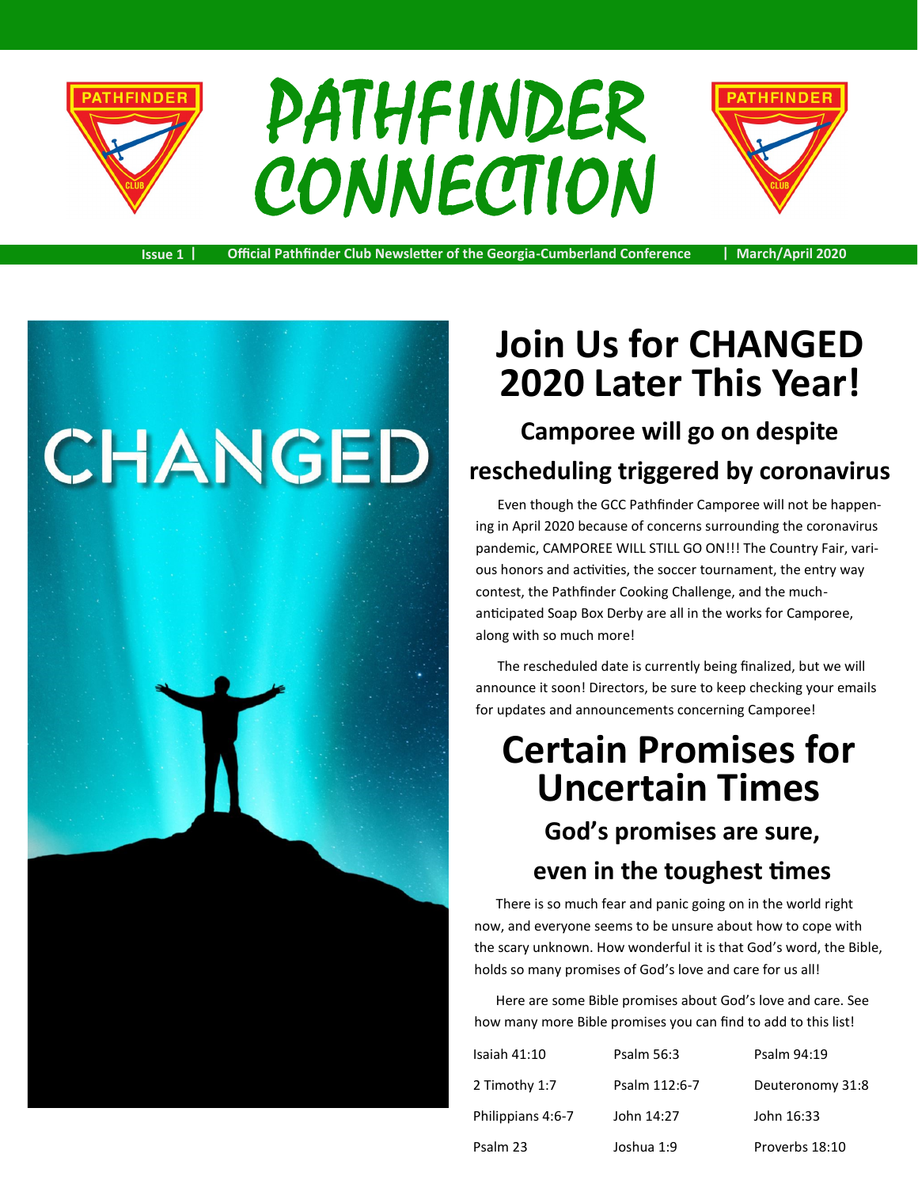# PATHFINDER CONNECTION

Issue 1 | Official Pathfinder Club Newsletter of the Georgia-Cumberland Conference | March/April 2020

## Join Us for CHANGED 2020 Later This Year!

### Camporee will go on despite rescheduling triggered by coronavirus

Even though the GCC Pathfinder Camporee will not be happening in April 2020 because of concerns surrounding the coronavirus pandemic, CAMPOREE WILL STILL GO ON!!! The Country Fair, various honors and activities, the soccer tournament, the entry way contest, the Pathfinder Cooking Challenge, and the much-anticipated Soap Box Derby are all in the works for Camporee, along with so much more!

The rescheduled date is currently being finalized, but we will announce it soon! Directors, be sure to keep checking your emails for updates and announcements concerning Camporee!

## Certain Promises for Uncertain Times

### God's promises are sure, even in the toughest times

There is so much fear and panic going on in the world right now, and everyone seems to be unsure about how to cope with the scary unknown. How wonderful it is that God's word, the Bible, holds so many promises of God's love and care for us all!

Here are some Bible promises about God's love and care. See how many more Bible promises you can find to add to this list!

| | | |
|---|---|---|
| Isaiah 41:10 | Psalm 56:3 | Psalm 94:19 |
| 2 Timothy 1:7 | Psalm 112:6-7 | Deuteronomy 31:8 |
| Philippians 4:6-7 | John 14:27 | John 16:33 |
| Psalm 23 | Joshua 1:9 | Proverbs 18:10 |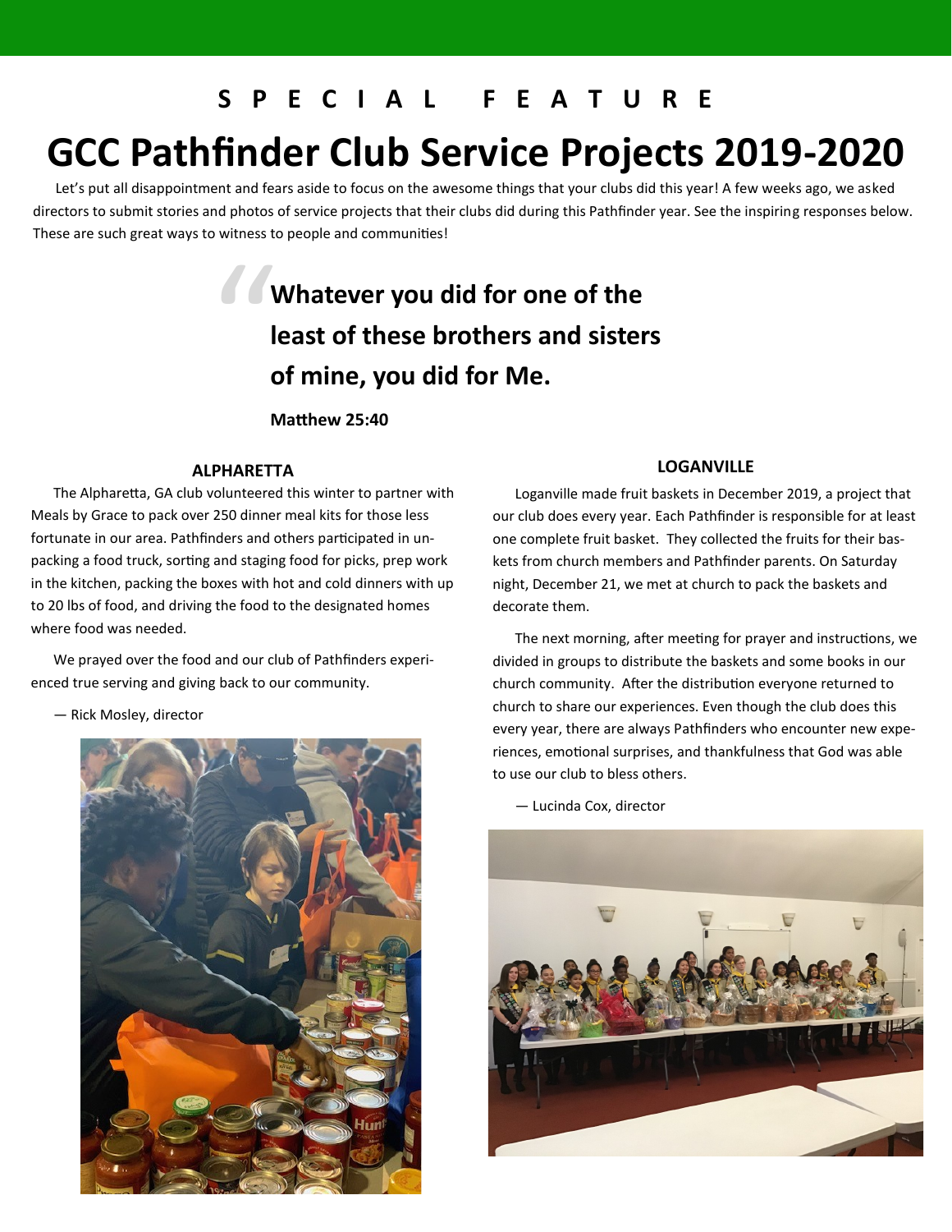SPECIAL FEATURE

# GCC Pathfinder Club Service Projects 2019-2020

Let's put all disappointment and fears aside to focus on the awesome things that your clubs did this year! A few weeks ago, we asked directors to submit stories and photos of service projects that their clubs did during this Pathfinder year. See the inspiring responses below. These are such great ways to witness to people and communities!

> **Whatever you did for one of the least of these brothers and sisters of mine, you did for Me.**
>
> **Matthew 25:40**

### ALPHARETTA

The Alpharetta, GA club volunteered this winter to partner with Meals by Grace to pack over 250 dinner meal kits for those less fortunate in our area. Pathfinders and others participated in unpacking a food truck, sorting and staging food for picks, prep work in the kitchen, packing the boxes with hot and cold dinners with up to 20 lbs of food, and driving the food to the designated homes where food was needed.

We prayed over the food and our club of Pathfinders experienced true serving and giving back to our community.

— Rick Mosley, director

### LOGANVILLE

Loganville made fruit baskets in December 2019, a project that our club does every year. Each Pathfinder is responsible for at least one complete fruit basket. They collected the fruits for their baskets from church members and Pathfinder parents. On Saturday night, December 21, we met at church to pack the baskets and decorate them.

The next morning, after meeting for prayer and instructions, we divided in groups to distribute the baskets and some books in our church community. After the distribution everyone returned to church to share our experiences. Even though the club does this every year, there are always Pathfinders who encounter new experiences, emotional surprises, and thankfulness that God was able to use our club to bless others.

— Lucinda Cox, director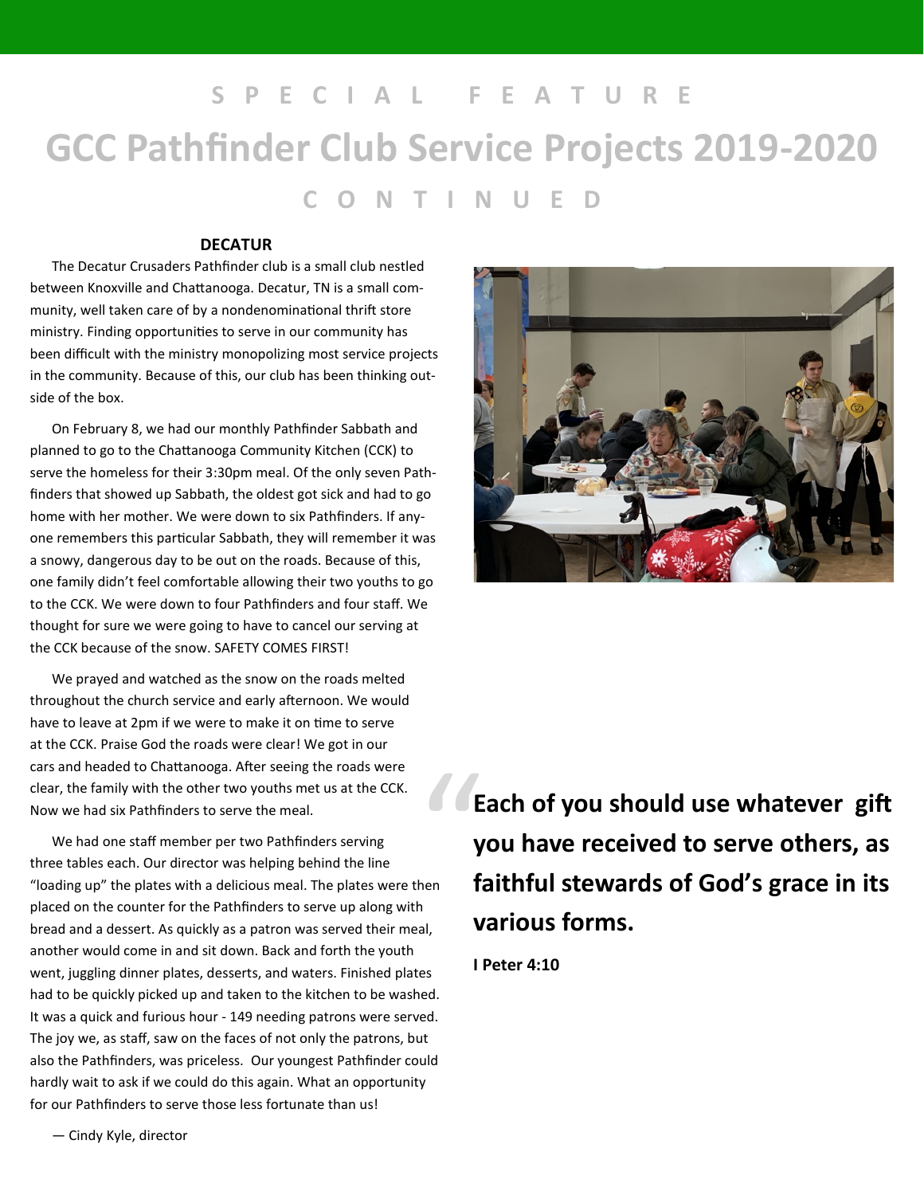SPECIAL FEATURE

# GCC Pathfinder Club Service Projects 2019-2020

CONTINUED

## DECATUR

The Decatur Crusaders Pathfinder club is a small club nestled between Knoxville and Chattanooga. Decatur, TN is a small community, well taken care of by a nondenominational thrift store ministry. Finding opportunities to serve in our community has been difficult with the ministry monopolizing most service projects in the community. Because of this, our club has been thinking outside of the box.

On February 8, we had our monthly Pathfinder Sabbath and planned to go to the Chattanooga Community Kitchen (CCK) to serve the homeless for their 3:30pm meal. Of the only seven Pathfinders that showed up Sabbath, the oldest got sick and had to go home with her mother. We were down to six Pathfinders. If anyone remembers this particular Sabbath, they will remember it was a snowy, dangerous day to be out on the roads. Because of this, one family didn't feel comfortable allowing their two youths to go to the CCK. We were down to four Pathfinders and four staff. We thought for sure we were going to have to cancel our serving at the CCK because of the snow. SAFETY COMES FIRST!

We prayed and watched as the snow on the roads melted throughout the church service and early afternoon. We would have to leave at 2pm if we were to make it on time to serve at the CCK. Praise God the roads were clear! We got in our cars and headed to Chattanooga. After seeing the roads were clear, the family with the other two youths met us at the CCK. Now we had six Pathfinders to serve the meal.

We had one staff member per two Pathfinders serving three tables each. Our director was helping behind the line "loading up" the plates with a delicious meal. The plates were then placed on the counter for the Pathfinders to serve up along with bread and a dessert. As quickly as a patron was served their meal, another would come in and sit down. Back and forth the youth went, juggling dinner plates, desserts, and waters. Finished plates had to be quickly picked up and taken to the kitchen to be washed. It was a quick and furious hour - 149 needing patrons were served. The joy we, as staff, saw on the faces of not only the patrons, but also the Pathfinders, was priceless. Our youngest Pathfinder could hardly wait to ask if we could do this again. What an opportunity for our Pathfinders to serve those less fortunate than us!

— Cindy Kyle, director

> **"Each of you should use whatever gift you have received to serve others, as faithful stewards of God's grace in its various forms.**
>
> **I Peter 4:10**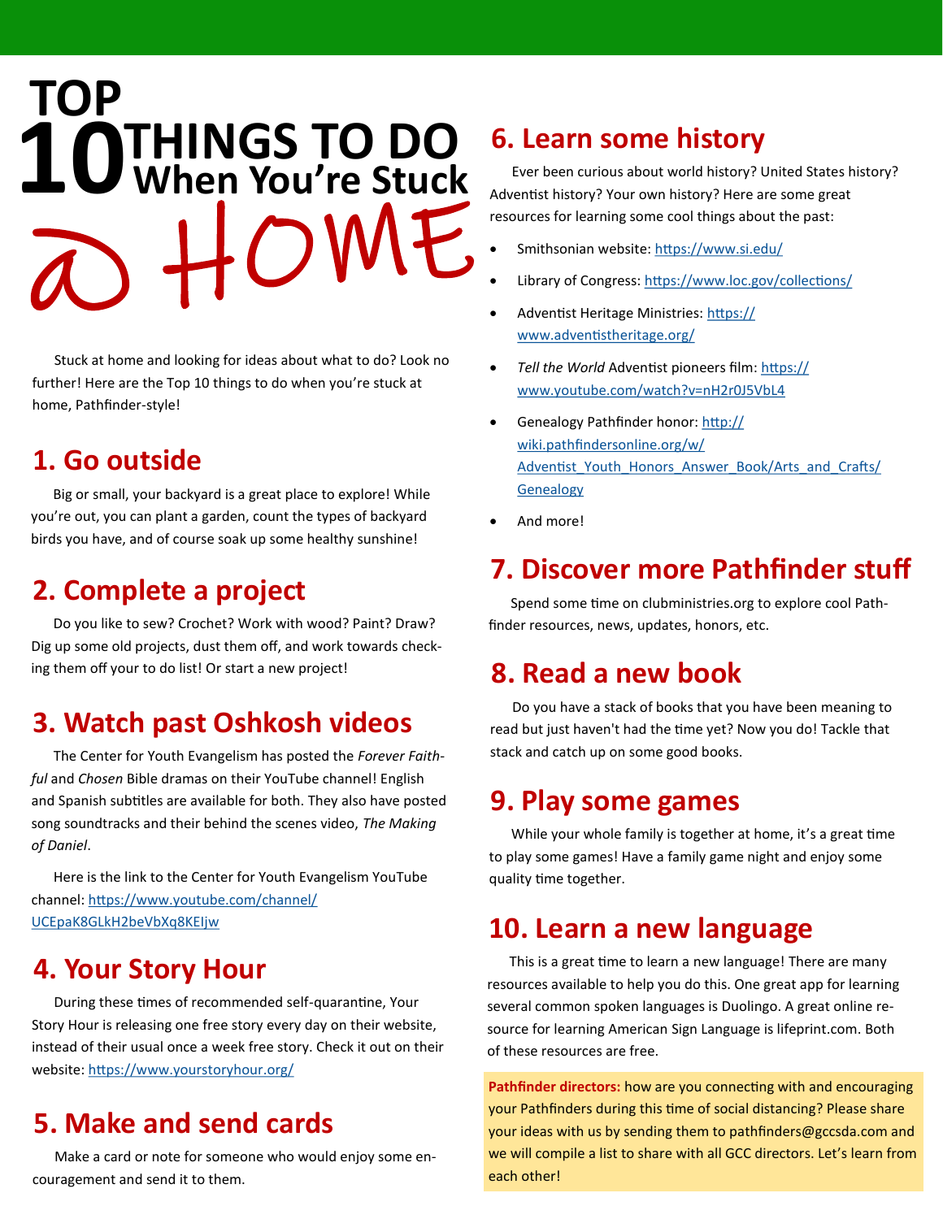# TOP 10 THINGS TO DO When You're Stuck @ HOME

Stuck at home and looking for ideas about what to do? Look no further! Here are the Top 10 things to do when you're stuck at home, Pathfinder-style!

## 1. Go outside

Big or small, your backyard is a great place to explore! While you're out, you can plant a garden, count the types of backyard birds you have, and of course soak up some healthy sunshine!

## 2. Complete a project

Do you like to sew? Crochet? Work with wood? Paint? Draw? Dig up some old projects, dust them off, and work towards checking them off your to do list! Or start a new project!

## 3. Watch past Oshkosh videos

The Center for Youth Evangelism has posted the *Forever Faithful* and *Chosen* Bible dramas on their YouTube channel! English and Spanish subtitles are available for both. They also have posted song soundtracks and their behind the scenes video, *The Making of Daniel*.

Here is the link to the Center for Youth Evangelism YouTube channel: https://www.youtube.com/channel/UCEpaK8GLkH2beVbXq8KEIjw

## 4. Your Story Hour

During these times of recommended self-quarantine, Your Story Hour is releasing one free story every day on their website, instead of their usual once a week free story. Check it out on their website: https://www.yourstoryhour.org/

## 5. Make and send cards

Make a card or note for someone who would enjoy some encouragement and send it to them.

## 6. Learn some history

Ever been curious about world history? United States history? Adventist history? Your own history? Here are some great resources for learning some cool things about the past:

- Smithsonian website: https://www.si.edu/
- Library of Congress: https://www.loc.gov/collections/
- Adventist Heritage Ministries: https://www.adventistheritage.org/
- *Tell the World* Adventist pioneers film: https://www.youtube.com/watch?v=nH2r0J5VbL4
- Genealogy Pathfinder honor: http://wiki.pathfindersonline.org/w/Adventist_Youth_Honors_Answer_Book/Arts_and_Crafts/Genealogy
- And more!

## 7. Discover more Pathfinder stuff

Spend some time on clubministries.org to explore cool Pathfinder resources, news, updates, honors, etc.

## 8. Read a new book

Do you have a stack of books that you have been meaning to read but just haven't had the time yet? Now you do! Tackle that stack and catch up on some good books.

## 9. Play some games

While your whole family is together at home, it's a great time to play some games! Have a family game night and enjoy some quality time together.

## 10. Learn a new language

This is a great time to learn a new language! There are many resources available to help you do this. One great app for learning several common spoken languages is Duolingo. A great online resource for learning American Sign Language is lifeprint.com. Both of these resources are free.

**Pathfinder directors:** how are you connecting with and encouraging your Pathfinders during this time of social distancing? Please share your ideas with us by sending them to pathfinders@gccsda.com and we will compile a list to share with all GCC directors. Let's learn from each other!